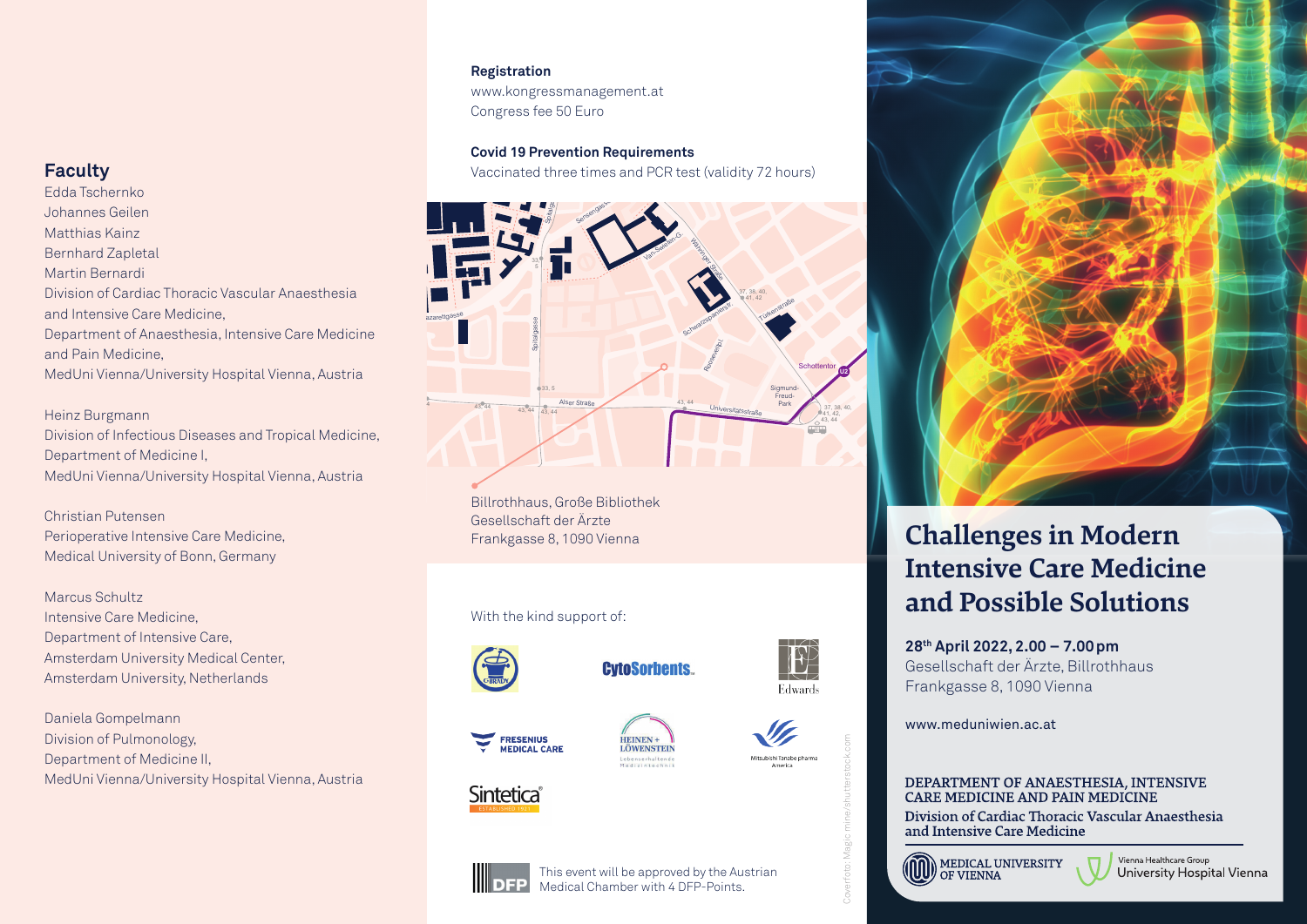## Faculty

Edda Tschernko
Johannes Geilen
Matthias Kainz
Bernhard Zapletal
Martin Bernardi
Division of Cardiac Thoracic Vascular Anaesthesia and Intensive Care Medicine,
Department of Anaesthesia, Intensive Care Medicine and Pain Medicine,
MedUni Vienna/University Hospital Vienna, Austria

Heinz Burgmann
Division of Infectious Diseases and Tropical Medicine,
Department of Medicine I,
MedUni Vienna/University Hospital Vienna, Austria

Christian Putensen
Perioperative Intensive Care Medicine,
Medical University of Bonn, Germany

Marcus Schultz
Intensive Care Medicine,
Department of Intensive Care,
Amsterdam University Medical Center,
Amsterdam University, Netherlands

Daniela Gompelmann
Division of Pulmonology,
Department of Medicine II,
MedUni Vienna/University Hospital Vienna, Austria

**Registration**
www.kongressmanagement.at
Congress fee 50 Euro

**Covid 19 Prevention Requirements**
Vaccinated three times and PCR test (validity 72 hours)

Billrothhaus, Große Bibliothek
Gesellschaft der Ärzte
Frankgasse 8, 1090 Vienna

With the kind support of:

This event will be approved by the Austrian Medical Chamber with 4 DFP-Points.

Coverfoto: Magic mine/shutterstock.com

# Challenges in Modern Intensive Care Medicine and Possible Solutions

**28th April 2022, 2.00 – 7.00 pm**
Gesellschaft der Ärzte, Billrothhaus
Frankgasse 8, 1090 Vienna

www.meduniwien.ac.at

DEPARTMENT OF ANAESTHESIA, INTENSIVE CARE MEDICINE AND PAIN MEDICINE
Division of Cardiac Thoracic Vascular Anaesthesia and Intensive Care Medicine

MEDICAL UNIVERSITY OF VIENNA
Vienna Healthcare Group University Hospital Vienna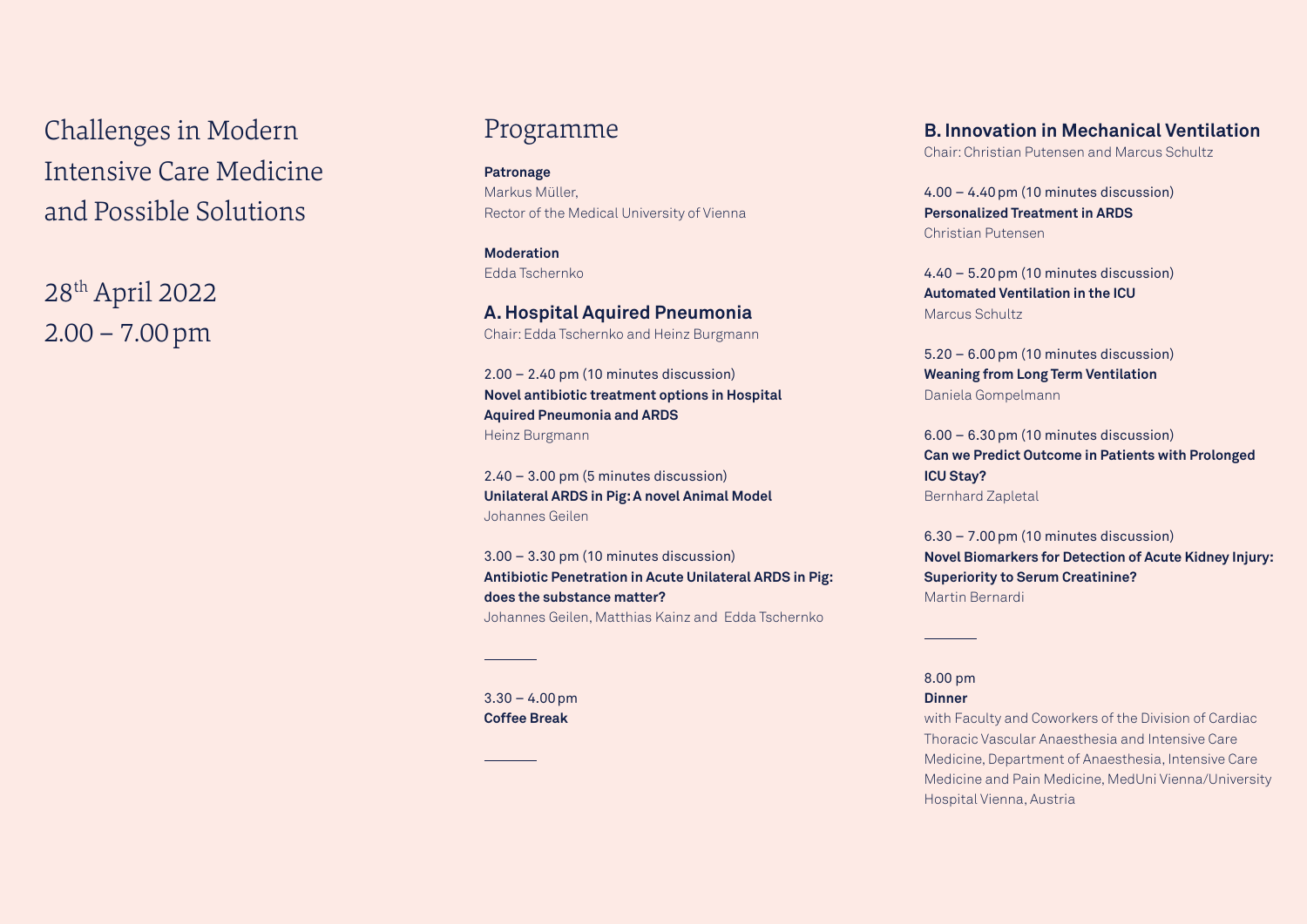# Challenges in Modern Intensive Care Medicine and Possible Solutions

28th April 2022
2.00 – 7.00 pm

## Programme

**Patronage**
Markus Müller,
Rector of the Medical University of Vienna

**Moderation**
Edda Tschernko

### A. Hospital Aquired Pneumonia

Chair: Edda Tschernko and Heinz Burgmann

2.00 – 2.40 pm (10 minutes discussion)
**Novel antibiotic treatment options in Hospital Aquired Pneumonia and ARDS**
Heinz Burgmann

2.40 – 3.00 pm (5 minutes discussion)
**Unilateral ARDS in Pig: A novel Animal Model**
Johannes Geilen

3.00 – 3.30 pm (10 minutes discussion)
**Antibiotic Penetration in Acute Unilateral ARDS in Pig: does the substance matter?**
Johannes Geilen, Matthias Kainz and Edda Tschernko

---

3.30 – 4.00 pm
**Coffee Break**

---

### B. Innovation in Mechanical Ventilation

Chair: Christian Putensen and Marcus Schultz

4.00 – 4.40 pm (10 minutes discussion)
**Personalized Treatment in ARDS**
Christian Putensen

4.40 – 5.20 pm (10 minutes discussion)
**Automated Ventilation in the ICU**
Marcus Schultz

5.20 – 6.00 pm (10 minutes discussion)
**Weaning from Long Term Ventilation**
Daniela Gompelmann

6.00 – 6.30 pm (10 minutes discussion)
**Can we Predict Outcome in Patients with Prolonged ICU Stay?**
Bernhard Zapletal

6.30 – 7.00 pm (10 minutes discussion)
**Novel Biomarkers for Detection of Acute Kidney Injury: Superiority to Serum Creatinine?**
Martin Bernardi

---

8.00 pm
**Dinner**
with Faculty and Coworkers of the Division of Cardiac Thoracic Vascular Anaesthesia and Intensive Care Medicine, Department of Anaesthesia, Intensive Care Medicine and Pain Medicine, MedUni Vienna/University Hospital Vienna, Austria